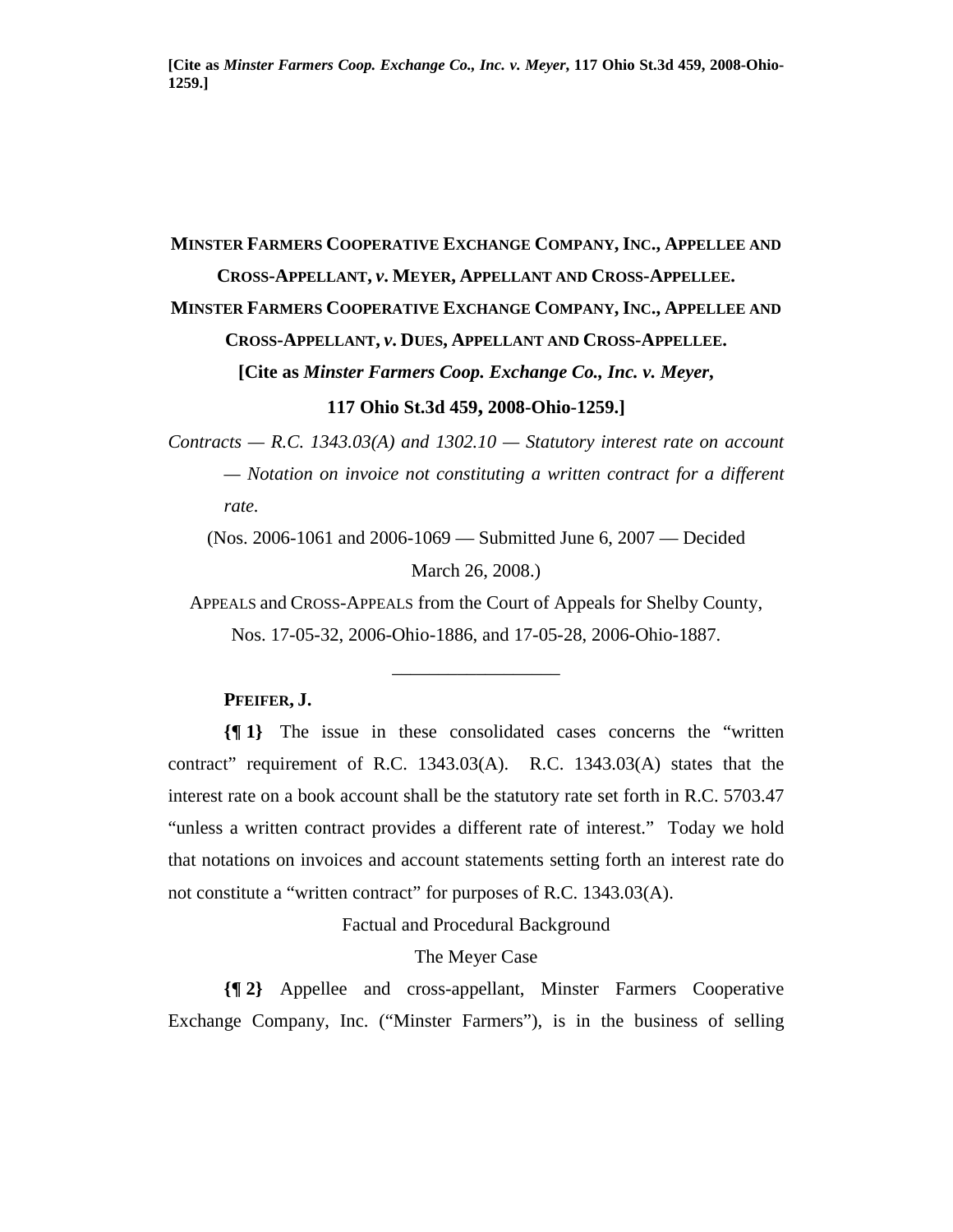[Cite as *Minster Farmers Coop. Exchange Co., Inc. v. Meyer*, 117 Ohio St.3d 459, 2008-Ohio-1259.]

**MINSTER FARMERS COOPERATIVE EXCHANGE COMPANY, INC., APPELLEE AND CROSS-APPELLANT, *v.* MEYER, APPELLANT AND CROSS-APPELLEE.**

**MINSTER FARMERS COOPERATIVE EXCHANGE COMPANY, INC., APPELLEE AND CROSS-APPELLANT, *v.* DUES, APPELLANT AND CROSS-APPELLEE.**

**[Cite as *Minster Farmers Coop. Exchange Co., Inc. v. Meyer*, 117 Ohio St.3d 459, 2008-Ohio-1259.]**

*Contracts — R.C. 1343.03(A) and 1302.10 — Statutory interest rate on account — Notation on invoice not constituting a written contract for a different rate.*

(Nos. 2006-1061 and 2006-1069 — Submitted June 6, 2007 — Decided March 26, 2008.)

APPEALS and CROSS-APPEALS from the Court of Appeals for Shelby County, Nos. 17-05-32, 2006-Ohio-1886, and 17-05-28, 2006-Ohio-1887.

---

**PFEIFER, J.**

**{¶ 1}** The issue in these consolidated cases concerns the "written contract" requirement of R.C. 1343.03(A). R.C. 1343.03(A) states that the interest rate on a book account shall be the statutory rate set forth in R.C. 5703.47 "unless a written contract provides a different rate of interest." Today we hold that notations on invoices and account statements setting forth an interest rate do not constitute a "written contract" for purposes of R.C. 1343.03(A).

Factual and Procedural Background

The Meyer Case

**{¶ 2}** Appellee and cross-appellant, Minster Farmers Cooperative Exchange Company, Inc. ("Minster Farmers"), is in the business of selling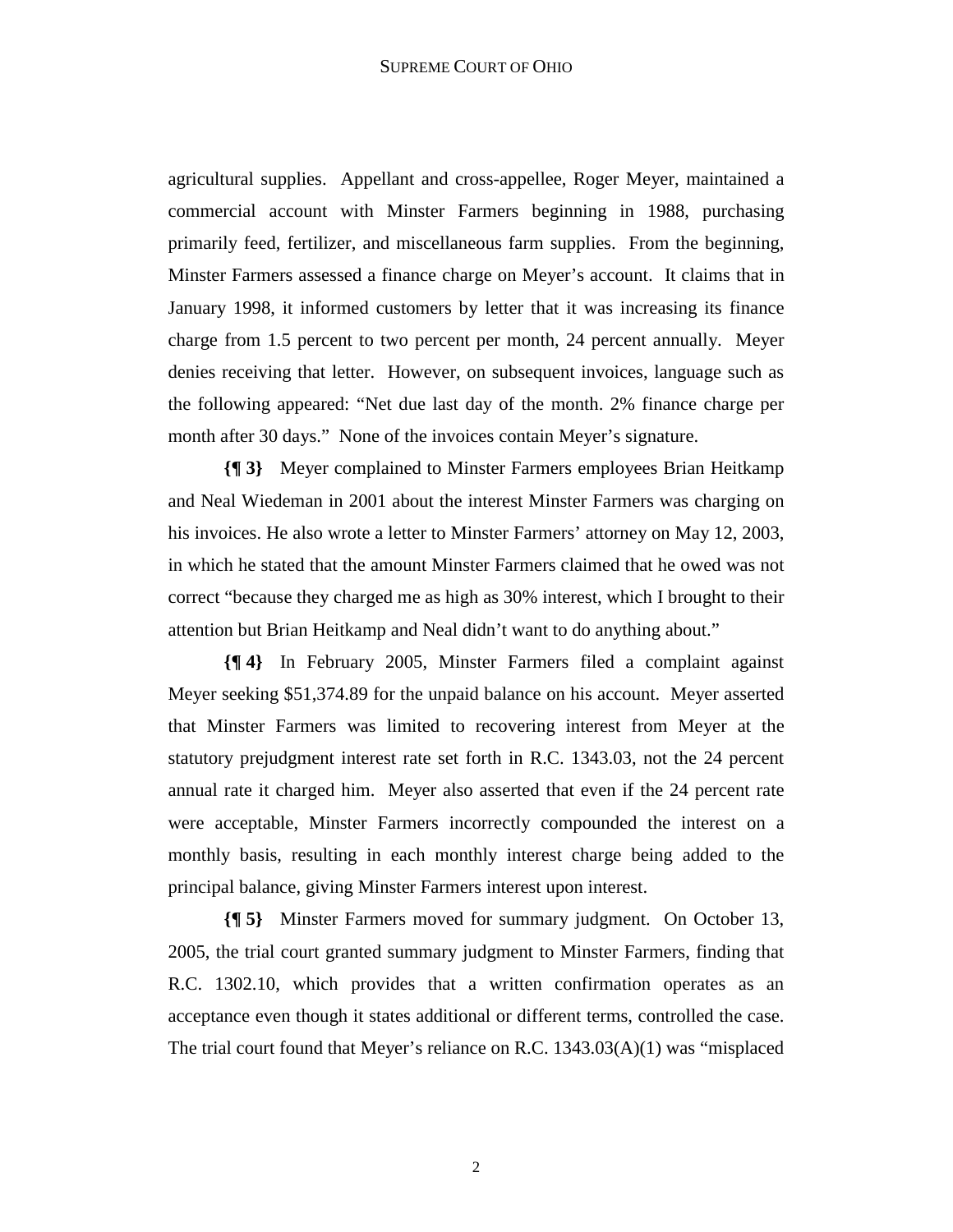agricultural supplies. Appellant and cross-appellee, Roger Meyer, maintained a commercial account with Minster Farmers beginning in 1988, purchasing primarily feed, fertilizer, and miscellaneous farm supplies. From the beginning, Minster Farmers assessed a finance charge on Meyer's account. It claims that in January 1998, it informed customers by letter that it was increasing its finance charge from 1.5 percent to two percent per month, 24 percent annually. Meyer denies receiving that letter. However, on subsequent invoices, language such as the following appeared: "Net due last day of the month. 2% finance charge per month after 30 days." None of the invoices contain Meyer's signature.

**{¶ 3}** Meyer complained to Minster Farmers employees Brian Heitkamp and Neal Wiedeman in 2001 about the interest Minster Farmers was charging on his invoices. He also wrote a letter to Minster Farmers' attorney on May 12, 2003, in which he stated that the amount Minster Farmers claimed that he owed was not correct "because they charged me as high as 30% interest, which I brought to their attention but Brian Heitkamp and Neal didn't want to do anything about."

**{¶ 4}** In February 2005, Minster Farmers filed a complaint against Meyer seeking $51,374.89 for the unpaid balance on his account. Meyer asserted that Minster Farmers was limited to recovering interest from Meyer at the statutory prejudgment interest rate set forth in R.C. 1343.03, not the 24 percent annual rate it charged him. Meyer also asserted that even if the 24 percent rate were acceptable, Minster Farmers incorrectly compounded the interest on a monthly basis, resulting in each monthly interest charge being added to the principal balance, giving Minster Farmers interest upon interest.

**{¶ 5}** Minster Farmers moved for summary judgment. On October 13, 2005, the trial court granted summary judgment to Minster Farmers, finding that R.C. 1302.10, which provides that a written confirmation operates as an acceptance even though it states additional or different terms, controlled the case. The trial court found that Meyer's reliance on R.C. 1343.03(A)(1) was "misplaced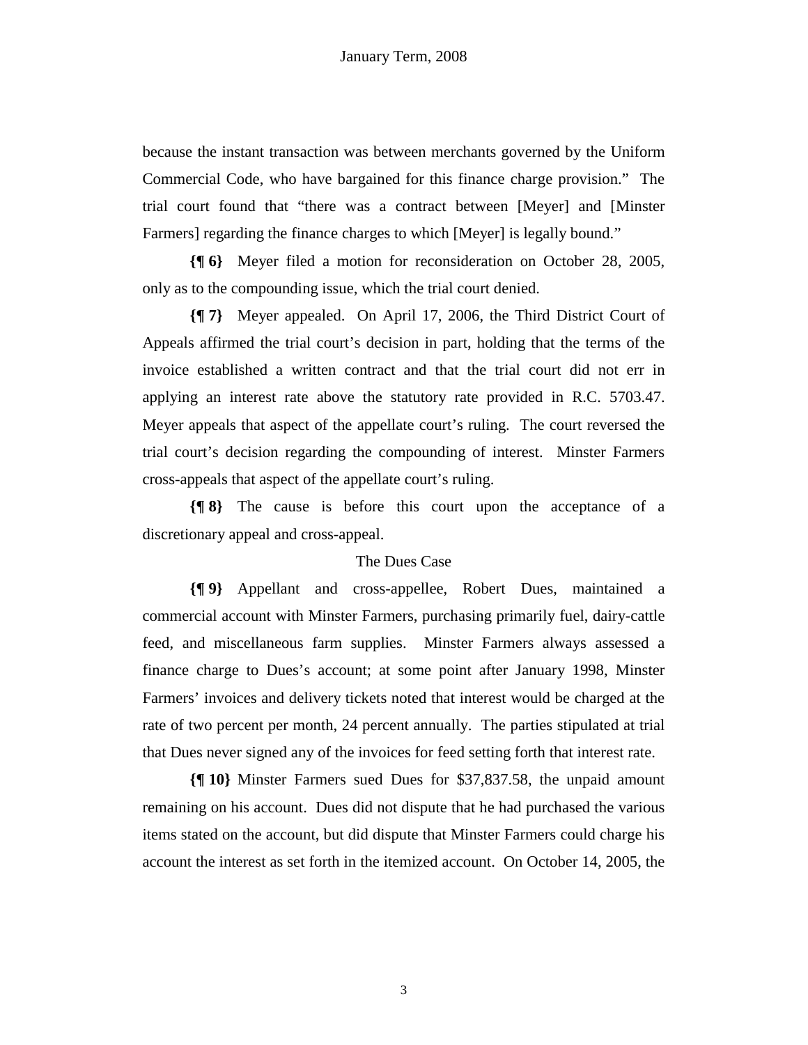because the instant transaction was between merchants governed by the Uniform Commercial Code, who have bargained for this finance charge provision." The trial court found that "there was a contract between [Meyer] and [Minster Farmers] regarding the finance charges to which [Meyer] is legally bound."

**{¶ 6}** Meyer filed a motion for reconsideration on October 28, 2005, only as to the compounding issue, which the trial court denied.

**{¶ 7}** Meyer appealed. On April 17, 2006, the Third District Court of Appeals affirmed the trial court's decision in part, holding that the terms of the invoice established a written contract and that the trial court did not err in applying an interest rate above the statutory rate provided in R.C. 5703.47. Meyer appeals that aspect of the appellate court's ruling. The court reversed the trial court's decision regarding the compounding of interest. Minster Farmers cross-appeals that aspect of the appellate court's ruling.

**{¶ 8}** The cause is before this court upon the acceptance of a discretionary appeal and cross-appeal.

The Dues Case

**{¶ 9}** Appellant and cross-appellee, Robert Dues, maintained a commercial account with Minster Farmers, purchasing primarily fuel, dairy-cattle feed, and miscellaneous farm supplies. Minster Farmers always assessed a finance charge to Dues's account; at some point after January 1998, Minster Farmers' invoices and delivery tickets noted that interest would be charged at the rate of two percent per month, 24 percent annually. The parties stipulated at trial that Dues never signed any of the invoices for feed setting forth that interest rate.

**{¶ 10}** Minster Farmers sued Dues for $37,837.58, the unpaid amount remaining on his account. Dues did not dispute that he had purchased the various items stated on the account, but did dispute that Minster Farmers could charge his account the interest as set forth in the itemized account. On October 14, 2005, the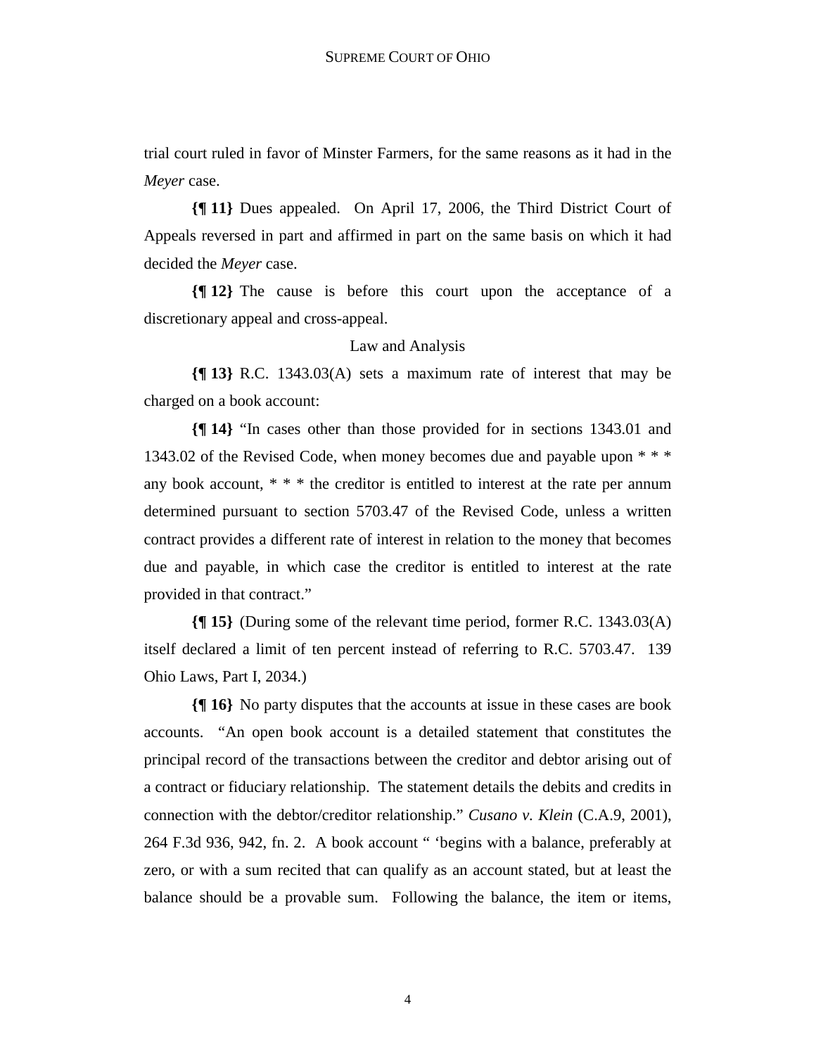trial court ruled in favor of Minster Farmers, for the same reasons as it had in the *Meyer* case.

**{¶ 11}** Dues appealed. On April 17, 2006, the Third District Court of Appeals reversed in part and affirmed in part on the same basis on which it had decided the *Meyer* case.

**{¶ 12}** The cause is before this court upon the acceptance of a discretionary appeal and cross-appeal.

Law and Analysis

**{¶ 13}** R.C. 1343.03(A) sets a maximum rate of interest that may be charged on a book account:

**{¶ 14}** "In cases other than those provided for in sections 1343.01 and 1343.02 of the Revised Code, when money becomes due and payable upon * * * any book account, * * * the creditor is entitled to interest at the rate per annum determined pursuant to section 5703.47 of the Revised Code, unless a written contract provides a different rate of interest in relation to the money that becomes due and payable, in which case the creditor is entitled to interest at the rate provided in that contract."

**{¶ 15}** (During some of the relevant time period, former R.C. 1343.03(A) itself declared a limit of ten percent instead of referring to R.C. 5703.47. 139 Ohio Laws, Part I, 2034.)

**{¶ 16}** No party disputes that the accounts at issue in these cases are book accounts. "An open book account is a detailed statement that constitutes the principal record of the transactions between the creditor and debtor arising out of a contract or fiduciary relationship. The statement details the debits and credits in connection with the debtor/creditor relationship." *Cusano v. Klein* (C.A.9, 2001), 264 F.3d 936, 942, fn. 2. A book account " 'begins with a balance, preferably at zero, or with a sum recited that can qualify as an account stated, but at least the balance should be a provable sum. Following the balance, the item or items,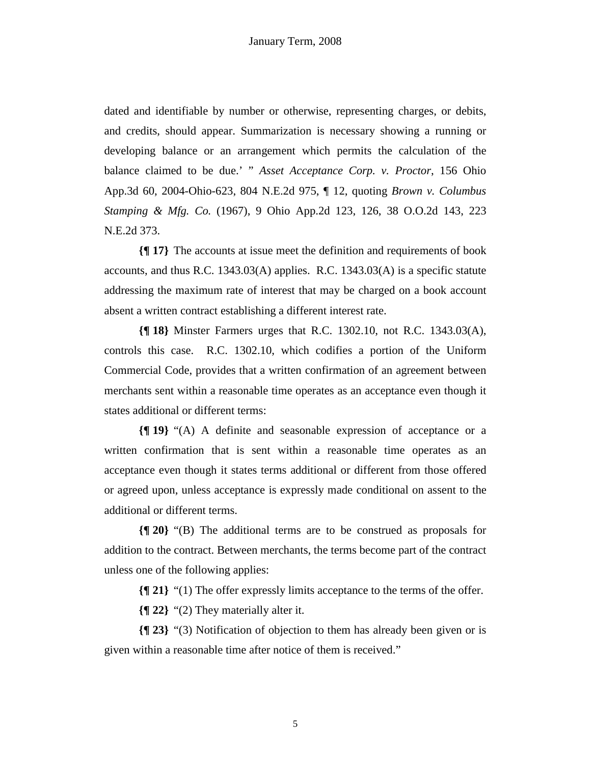dated and identifiable by number or otherwise, representing charges, or debits, and credits, should appear. Summarization is necessary showing a running or developing balance or an arrangement which permits the calculation of the balance claimed to be due.' " *Asset Acceptance Corp. v. Proctor*, 156 Ohio App.3d 60, 2004-Ohio-623, 804 N.E.2d 975, ¶ 12, quoting *Brown v. Columbus Stamping & Mfg. Co.* (1967), 9 Ohio App.2d 123, 126, 38 O.O.2d 143, 223 N.E.2d 373.

**{¶ 17}** The accounts at issue meet the definition and requirements of book accounts, and thus R.C. 1343.03(A) applies. R.C. 1343.03(A) is a specific statute addressing the maximum rate of interest that may be charged on a book account absent a written contract establishing a different interest rate.

**{¶ 18}** Minster Farmers urges that R.C. 1302.10, not R.C. 1343.03(A), controls this case. R.C. 1302.10, which codifies a portion of the Uniform Commercial Code, provides that a written confirmation of an agreement between merchants sent within a reasonable time operates as an acceptance even though it states additional or different terms:

**{¶ 19}** "(A) A definite and seasonable expression of acceptance or a written confirmation that is sent within a reasonable time operates as an acceptance even though it states terms additional or different from those offered or agreed upon, unless acceptance is expressly made conditional on assent to the additional or different terms.

**{¶ 20}** "(B) The additional terms are to be construed as proposals for addition to the contract. Between merchants, the terms become part of the contract unless one of the following applies:

**{¶ 21}** "(1) The offer expressly limits acceptance to the terms of the offer.

**{¶ 22}** "(2) They materially alter it.

**{¶ 23}** "(3) Notification of objection to them has already been given or is given within a reasonable time after notice of them is received."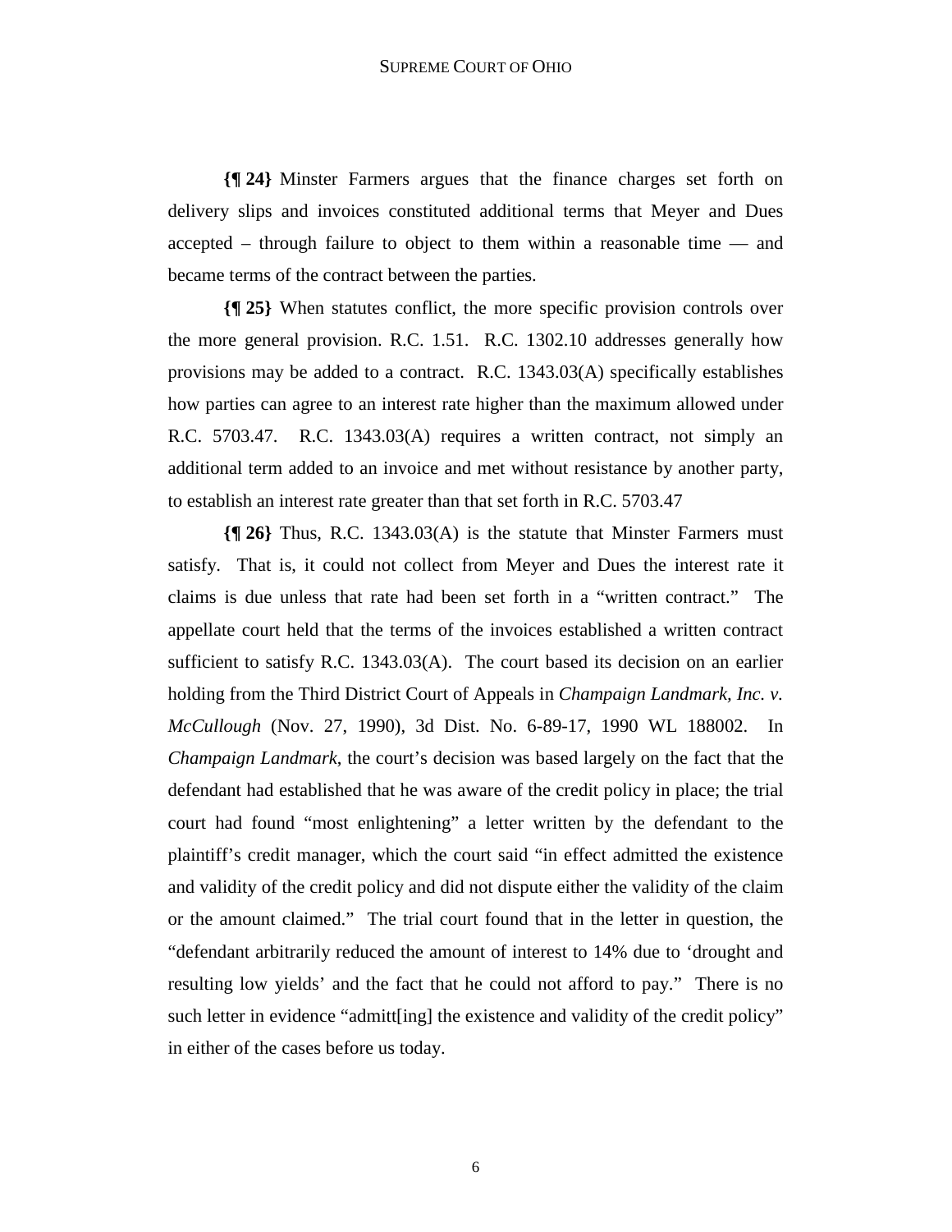**{¶ 24}** Minster Farmers argues that the finance charges set forth on delivery slips and invoices constituted additional terms that Meyer and Dues accepted – through failure to object to them within a reasonable time — and became terms of the contract between the parties.

**{¶ 25}** When statutes conflict, the more specific provision controls over the more general provision. R.C. 1.51. R.C. 1302.10 addresses generally how provisions may be added to a contract. R.C. 1343.03(A) specifically establishes how parties can agree to an interest rate higher than the maximum allowed under R.C. 5703.47. R.C. 1343.03(A) requires a written contract, not simply an additional term added to an invoice and met without resistance by another party, to establish an interest rate greater than that set forth in R.C. 5703.47

**{¶ 26}** Thus, R.C. 1343.03(A) is the statute that Minster Farmers must satisfy. That is, it could not collect from Meyer and Dues the interest rate it claims is due unless that rate had been set forth in a "written contract." The appellate court held that the terms of the invoices established a written contract sufficient to satisfy R.C. 1343.03(A). The court based its decision on an earlier holding from the Third District Court of Appeals in *Champaign Landmark, Inc. v. McCullough* (Nov. 27, 1990), 3d Dist. No. 6-89-17, 1990 WL 188002. In *Champaign Landmark*, the court's decision was based largely on the fact that the defendant had established that he was aware of the credit policy in place; the trial court had found "most enlightening" a letter written by the defendant to the plaintiff's credit manager, which the court said "in effect admitted the existence and validity of the credit policy and did not dispute either the validity of the claim or the amount claimed." The trial court found that in the letter in question, the "defendant arbitrarily reduced the amount of interest to 14% due to 'drought and resulting low yields' and the fact that he could not afford to pay." There is no such letter in evidence "admitt[ing] the existence and validity of the credit policy" in either of the cases before us today.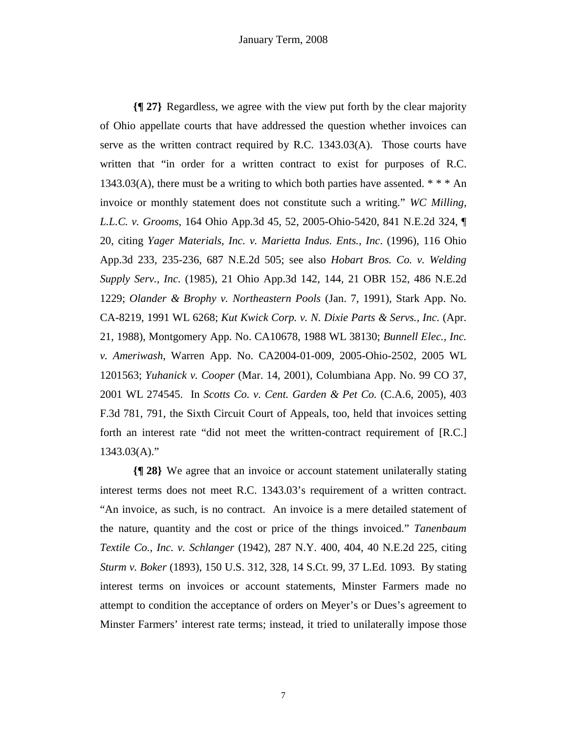**{¶ 27}** Regardless, we agree with the view put forth by the clear majority of Ohio appellate courts that have addressed the question whether invoices can serve as the written contract required by R.C. 1343.03(A). Those courts have written that "in order for a written contract to exist for purposes of R.C. 1343.03(A), there must be a writing to which both parties have assented. * * * An invoice or monthly statement does not constitute such a writing." *WC Milling, L.L.C. v. Grooms*, 164 Ohio App.3d 45, 52, 2005-Ohio-5420, 841 N.E.2d 324, ¶ 20, citing *Yager Materials, Inc. v. Marietta Indus. Ents., Inc.* (1996), 116 Ohio App.3d 233, 235-236, 687 N.E.2d 505; see also *Hobart Bros. Co. v. Welding Supply Serv., Inc.* (1985), 21 Ohio App.3d 142, 144, 21 OBR 152, 486 N.E.2d 1229; *Olander & Brophy v. Northeastern Pools* (Jan. 7, 1991), Stark App. No. CA-8219, 1991 WL 6268; *Kut Kwick Corp. v. N. Dixie Parts & Servs., Inc.* (Apr. 21, 1988), Montgomery App. No. CA10678, 1988 WL 38130; *Bunnell Elec., Inc. v. Ameriwash*, Warren App. No. CA2004-01-009, 2005-Ohio-2502, 2005 WL 1201563; *Yuhanick v. Cooper* (Mar. 14, 2001), Columbiana App. No. 99 CO 37, 2001 WL 274545. In *Scotts Co. v. Cent. Garden & Pet Co.* (C.A.6, 2005), 403 F.3d 781, 791, the Sixth Circuit Court of Appeals, too, held that invoices setting forth an interest rate "did not meet the written-contract requirement of [R.C.] 1343.03(A)."

**{¶ 28}** We agree that an invoice or account statement unilaterally stating interest terms does not meet R.C. 1343.03's requirement of a written contract. "An invoice, as such, is no contract. An invoice is a mere detailed statement of the nature, quantity and the cost or price of the things invoiced." *Tanenbaum Textile Co., Inc. v. Schlanger* (1942), 287 N.Y. 400, 404, 40 N.E.2d 225, citing *Sturm v. Boker* (1893), 150 U.S. 312, 328, 14 S.Ct. 99, 37 L.Ed. 1093. By stating interest terms on invoices or account statements, Minster Farmers made no attempt to condition the acceptance of orders on Meyer's or Dues's agreement to Minster Farmers' interest rate terms; instead, it tried to unilaterally impose those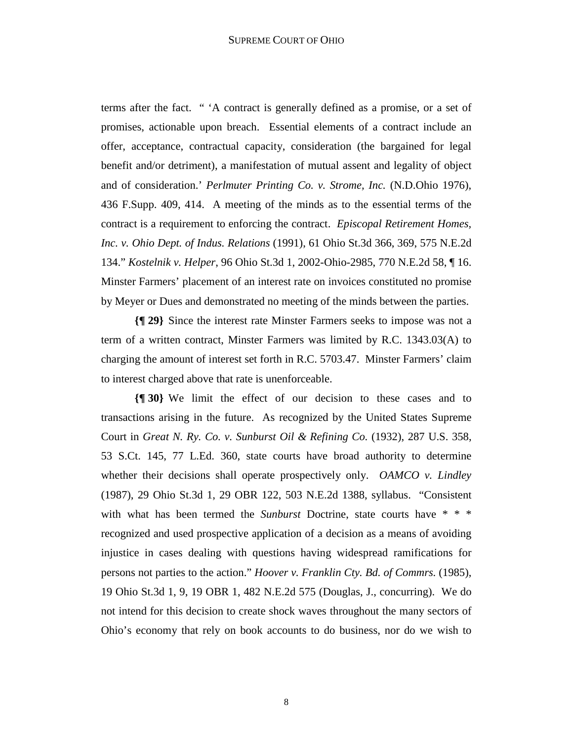terms after the fact. " 'A contract is generally defined as a promise, or a set of promises, actionable upon breach. Essential elements of a contract include an offer, acceptance, contractual capacity, consideration (the bargained for legal benefit and/or detriment), a manifestation of mutual assent and legality of object and of consideration.' *Perlmuter Printing Co. v. Strome, Inc.* (N.D.Ohio 1976), 436 F.Supp. 409, 414. A meeting of the minds as to the essential terms of the contract is a requirement to enforcing the contract. *Episcopal Retirement Homes, Inc. v. Ohio Dept. of Indus. Relations* (1991), 61 Ohio St.3d 366, 369, 575 N.E.2d 134." *Kostelnik v. Helper*, 96 Ohio St.3d 1, 2002-Ohio-2985, 770 N.E.2d 58, ¶ 16. Minster Farmers' placement of an interest rate on invoices constituted no promise by Meyer or Dues and demonstrated no meeting of the minds between the parties.

**{¶ 29}** Since the interest rate Minster Farmers seeks to impose was not a term of a written contract, Minster Farmers was limited by R.C. 1343.03(A) to charging the amount of interest set forth in R.C. 5703.47. Minster Farmers' claim to interest charged above that rate is unenforceable.

**{¶ 30}** We limit the effect of our decision to these cases and to transactions arising in the future. As recognized by the United States Supreme Court in *Great N. Ry. Co. v. Sunburst Oil & Refining Co.* (1932), 287 U.S. 358, 53 S.Ct. 145, 77 L.Ed. 360, state courts have broad authority to determine whether their decisions shall operate prospectively only. *OAMCO v. Lindley* (1987), 29 Ohio St.3d 1, 29 OBR 122, 503 N.E.2d 1388, syllabus. "Consistent with what has been termed the *Sunburst* Doctrine, state courts have * * * recognized and used prospective application of a decision as a means of avoiding injustice in cases dealing with questions having widespread ramifications for persons not parties to the action." *Hoover v. Franklin Cty. Bd. of Commrs.* (1985), 19 Ohio St.3d 1, 9, 19 OBR 1, 482 N.E.2d 575 (Douglas, J., concurring). We do not intend for this decision to create shock waves throughout the many sectors of Ohio's economy that rely on book accounts to do business, nor do we wish to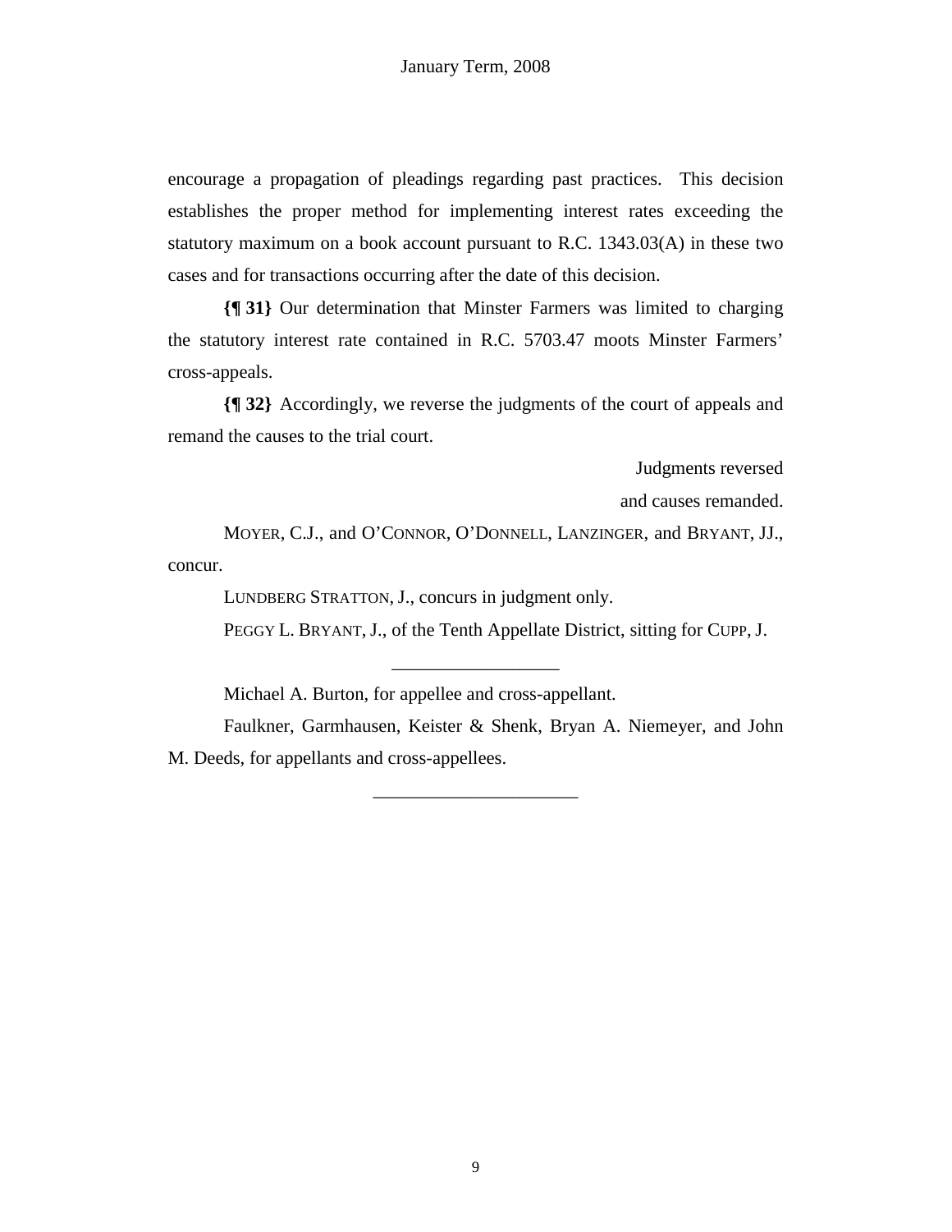encourage a propagation of pleadings regarding past practices. This decision establishes the proper method for implementing interest rates exceeding the statutory maximum on a book account pursuant to R.C. 1343.03(A) in these two cases and for transactions occurring after the date of this decision.

**{¶ 31}** Our determination that Minster Farmers was limited to charging the statutory interest rate contained in R.C. 5703.47 moots Minster Farmers' cross-appeals.

**{¶ 32}** Accordingly, we reverse the judgments of the court of appeals and remand the causes to the trial court.

Judgments reversed
and causes remanded.

MOYER, C.J., and O'CONNOR, O'DONNELL, LANZINGER, and BRYANT, JJ., concur.

LUNDBERG STRATTON, J., concurs in judgment only.

PEGGY L. BRYANT, J., of the Tenth Appellate District, sitting for CUPP, J.

---

Michael A. Burton, for appellee and cross-appellant.

Faulkner, Garmhausen, Keister & Shenk, Bryan A. Niemeyer, and John M. Deeds, for appellants and cross-appellees.

---